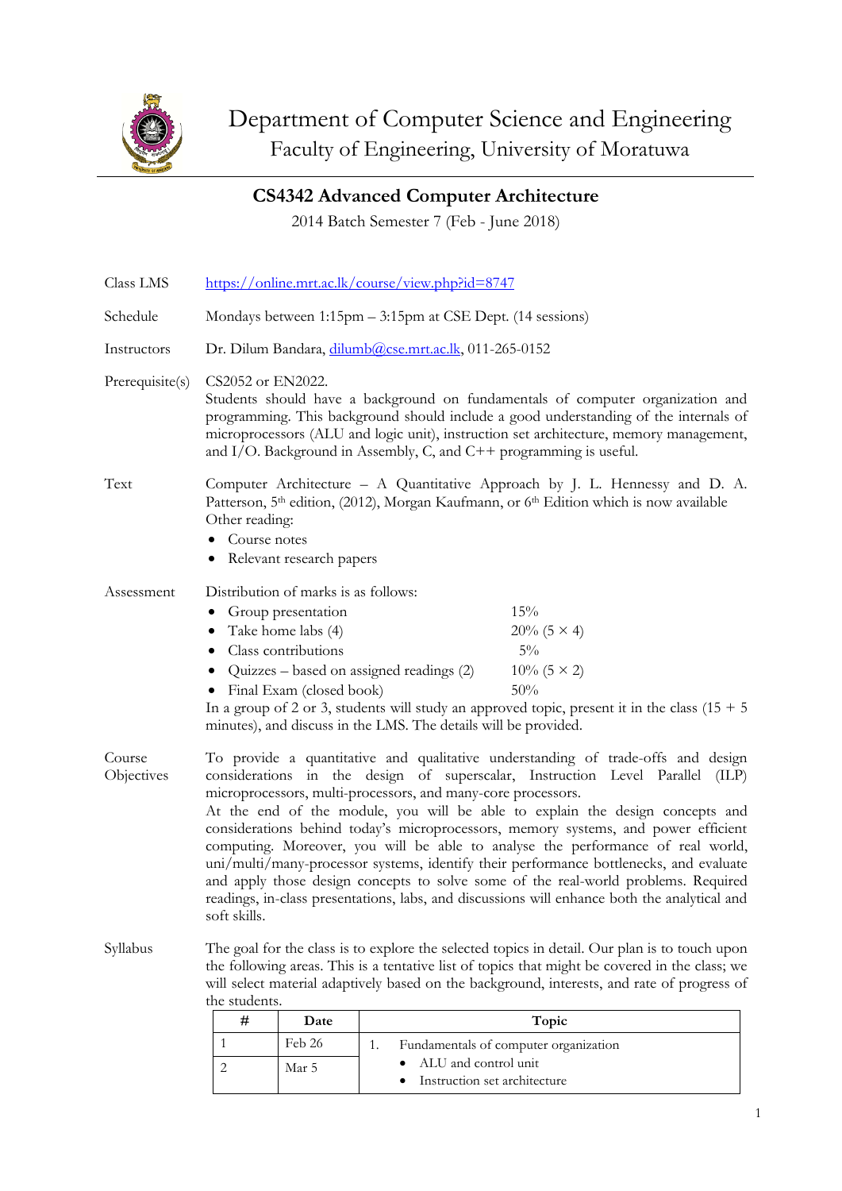# Department of Computer Science and Engineering

## Faculty of Engineering, University of Moratuwa

## CS4342 Advanced Computer Architecture

2014 Batch Semester 7 (Feb - June 2018)

**Class LMS**
https://online.mrt.ac.lk/course/view.php?id=8747

**Schedule**
Mondays between 1:15pm – 3:15pm at CSE Dept. (14 sessions)

**Instructors**
Dr. Dilum Bandara, dilumb@cse.mrt.ac.lk, 011-265-0152

**Prerequisite(s)**
CS2052 or EN2022.
Students should have a background on fundamentals of computer organization and programming. This background should include a good understanding of the internals of microprocessors (ALU and logic unit), instruction set architecture, memory management, and I/O. Background in Assembly, C, and C++ programming is useful.

**Text**
Computer Architecture – A Quantitative Approach by J. L. Hennessy and D. A. Patterson, 5th edition, (2012), Morgan Kaufmann, or 6th Edition which is now available
Other reading:

- Course notes
- Relevant research papers

**Assessment**
Distribution of marks is as follows:

- Group presentation — 15%
- Take home labs (4) — 20% (5 × 4)
- Class contributions — 5%
- Quizzes – based on assigned readings (2) — 10% (5 × 2)
- Final Exam (closed book) — 50%

In a group of 2 or 3, students will study an approved topic, present it in the class (15 + 5 minutes), and discuss in the LMS. The details will be provided.

**Course Objectives**
To provide a quantitative and qualitative understanding of trade-offs and design considerations in the design of superscalar, Instruction Level Parallel (ILP) microprocessors, multi-processors, and many-core processors.
At the end of the module, you will be able to explain the design concepts and considerations behind today's microprocessors, memory systems, and power efficient computing. Moreover, you will be able to analyse the performance of real world, uni/multi/many-processor systems, identify their performance bottlenecks, and evaluate and apply those design concepts to solve some of the real-world problems. Required readings, in-class presentations, labs, and discussions will enhance both the analytical and soft skills.

**Syllabus**
The goal for the class is to explore the selected topics in detail. Our plan is to touch upon the following areas. This is a tentative list of topics that might be covered in the class; we will select material adaptively based on the background, interests, and rate of progress of the students.

| # | Date | Topic |
|---|---|---|
| 1 | Feb 26 | 1. Fundamentals of computer organization<br>• ALU and control unit<br>• Instruction set architecture |
| 2 | Mar 5 | |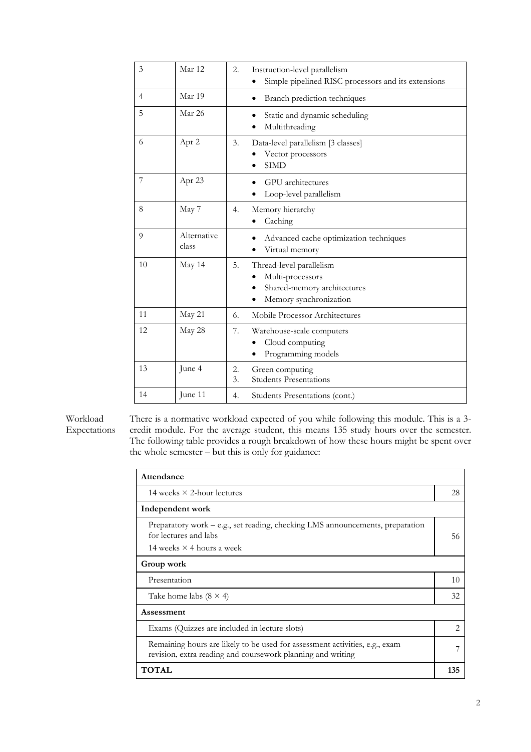| 3 | Mar 12 | 2. Instruction-level parallelism<br>• Simple pipelined RISC processors and its extensions |
|---|---|---|
| 4 | Mar 19 | • Branch prediction techniques |
| 5 | Mar 26 | • Static and dynamic scheduling<br>• Multithreading |
| 6 | Apr 2 | 3. Data-level parallelism [3 classes]<br>• Vector processors<br>• SIMD |
| 7 | Apr 23 | • GPU architectures<br>• Loop-level parallelism |
| 8 | May 7 | 4. Memory hierarchy<br>• Caching |
| 9 | Alternative class | • Advanced cache optimization techniques<br>• Virtual memory |
| 10 | May 14 | 5. Thread-level parallelism<br>• Multi-processors<br>• Shared-memory architectures<br>• Memory synchronization |
| 11 | May 21 | 6. Mobile Processor Architectures |
| 12 | May 28 | 7. Warehouse-scale computers<br>• Cloud computing<br>• Programming models |
| 13 | June 4 | 2. Green computing<br>3. Students Presentations |
| 14 | June 11 | 4. Students Presentations (cont.) |

**Workload Expectations**

There is a normative workload expected of you while following this module. This is a 3-credit module. For the average student, this means 135 study hours over the semester. The following table provides a rough breakdown of how these hours might be spent over the whole semester – but this is only for guidance:

| **Attendance** | |
|---|---|
| 14 weeks × 2-hour lectures | 28 |
| **Independent work** | |
| Preparatory work – e.g., set reading, checking LMS announcements, preparation for lectures and labs<br>14 weeks × 4 hours a week | 56 |
| **Group work** | |
| Presentation | 10 |
| Take home labs (8 × 4) | 32 |
| **Assessment** | |
| Exams (Quizzes are included in lecture slots) | 2 |
| Remaining hours are likely to be used for assessment activities, e.g., exam revision, extra reading and coursework planning and writing | 7 |
| **TOTAL** | **135** |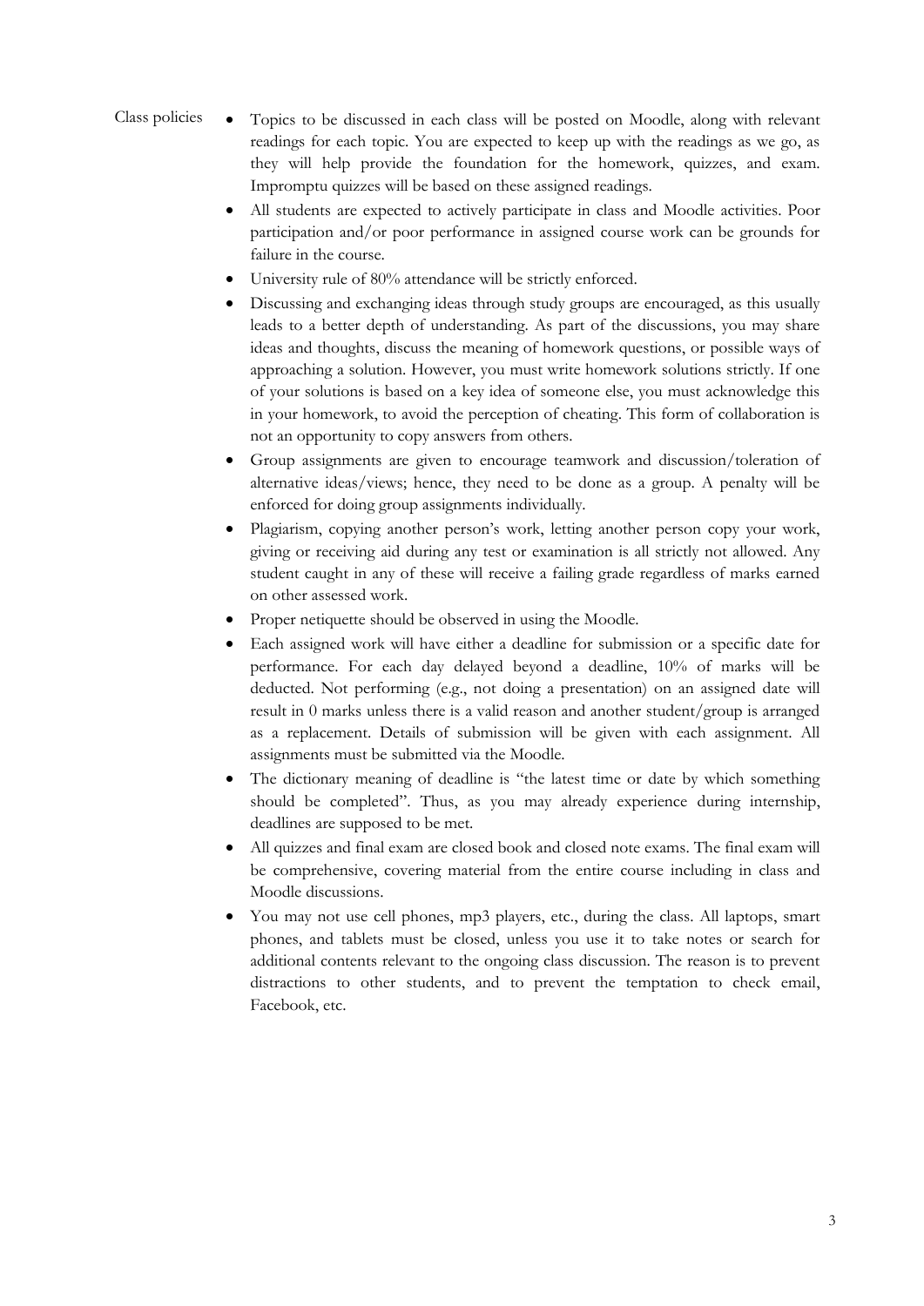Class policies

- Topics to be discussed in each class will be posted on Moodle, along with relevant readings for each topic. You are expected to keep up with the readings as we go, as they will help provide the foundation for the homework, quizzes, and exam. Impromptu quizzes will be based on these assigned readings.
- All students are expected to actively participate in class and Moodle activities. Poor participation and/or poor performance in assigned course work can be grounds for failure in the course.
- University rule of 80% attendance will be strictly enforced.
- Discussing and exchanging ideas through study groups are encouraged, as this usually leads to a better depth of understanding. As part of the discussions, you may share ideas and thoughts, discuss the meaning of homework questions, or possible ways of approaching a solution. However, you must write homework solutions strictly. If one of your solutions is based on a key idea of someone else, you must acknowledge this in your homework, to avoid the perception of cheating. This form of collaboration is not an opportunity to copy answers from others.
- Group assignments are given to encourage teamwork and discussion/toleration of alternative ideas/views; hence, they need to be done as a group. A penalty will be enforced for doing group assignments individually.
- Plagiarism, copying another person's work, letting another person copy your work, giving or receiving aid during any test or examination is all strictly not allowed. Any student caught in any of these will receive a failing grade regardless of marks earned on other assessed work.
- Proper netiquette should be observed in using the Moodle.
- Each assigned work will have either a deadline for submission or a specific date for performance. For each day delayed beyond a deadline, 10% of marks will be deducted. Not performing (e.g., not doing a presentation) on an assigned date will result in 0 marks unless there is a valid reason and another student/group is arranged as a replacement. Details of submission will be given with each assignment. All assignments must be submitted via the Moodle.
- The dictionary meaning of deadline is "the latest time or date by which something should be completed". Thus, as you may already experience during internship, deadlines are supposed to be met.
- All quizzes and final exam are closed book and closed note exams. The final exam will be comprehensive, covering material from the entire course including in class and Moodle discussions.
- You may not use cell phones, mp3 players, etc., during the class. All laptops, smart phones, and tablets must be closed, unless you use it to take notes or search for additional contents relevant to the ongoing class discussion. The reason is to prevent distractions to other students, and to prevent the temptation to check email, Facebook, etc.